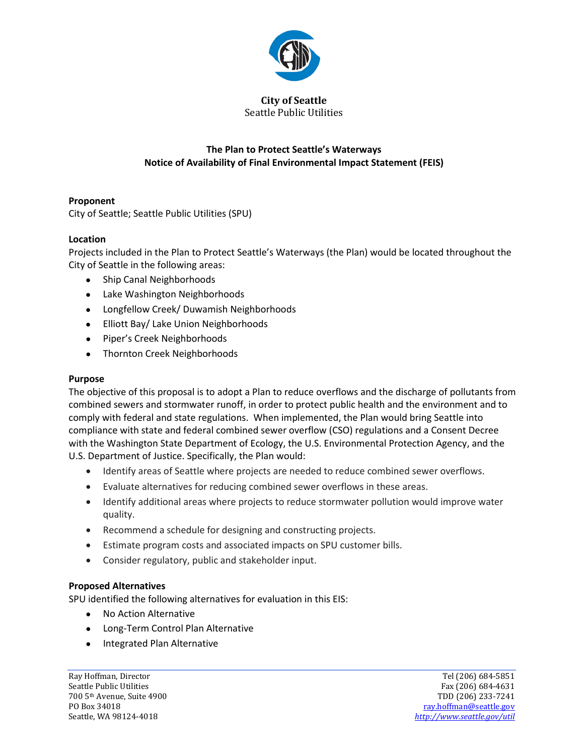**City of Seattle**
Seattle Public Utilities

## The Plan to Protect Seattle's Waterways
## Notice of Availability of Final Environmental Impact Statement (FEIS)

### Proponent

City of Seattle; Seattle Public Utilities (SPU)

### Location

Projects included in the Plan to Protect Seattle's Waterways (the Plan) would be located throughout the City of Seattle in the following areas:

- Ship Canal Neighborhoods
- Lake Washington Neighborhoods
- Longfellow Creek/ Duwamish Neighborhoods
- Elliott Bay/ Lake Union Neighborhoods
- Piper's Creek Neighborhoods
- Thornton Creek Neighborhoods

### Purpose

The objective of this proposal is to adopt a Plan to reduce overflows and the discharge of pollutants from combined sewers and stormwater runoff, in order to protect public health and the environment and to comply with federal and state regulations. When implemented, the Plan would bring Seattle into compliance with state and federal combined sewer overflow (CSO) regulations and a Consent Decree with the Washington State Department of Ecology, the U.S. Environmental Protection Agency, and the U.S. Department of Justice. Specifically, the Plan would:

- Identify areas of Seattle where projects are needed to reduce combined sewer overflows.
- Evaluate alternatives for reducing combined sewer overflows in these areas.
- Identify additional areas where projects to reduce stormwater pollution would improve water quality.
- Recommend a schedule for designing and constructing projects.
- Estimate program costs and associated impacts on SPU customer bills.
- Consider regulatory, public and stakeholder input.

### Proposed Alternatives

SPU identified the following alternatives for evaluation in this EIS:

- No Action Alternative
- Long-Term Control Plan Alternative
- Integrated Plan Alternative

Ray Hoffman, Director
Seattle Public Utilities
700 5th Avenue, Suite 4900
PO Box 34018
Seattle, WA 98124-4018

Tel (206) 684-5851
Fax (206) 684-4631
TDD (206) 233-7241
ray.hoffman@seattle.gov
*http://www.seattle.gov/util*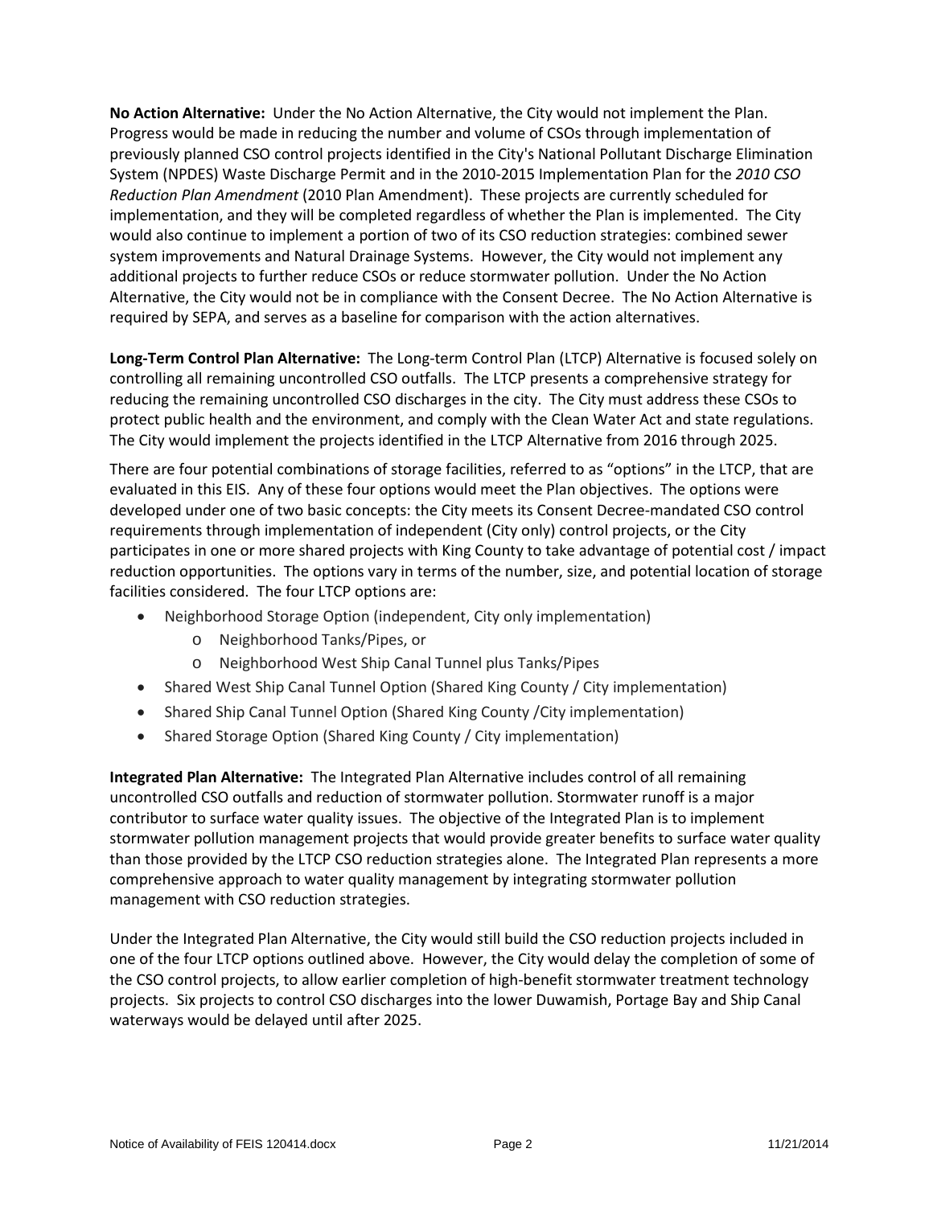**No Action Alternative:** Under the No Action Alternative, the City would not implement the Plan. Progress would be made in reducing the number and volume of CSOs through implementation of previously planned CSO control projects identified in the City's National Pollutant Discharge Elimination System (NPDES) Waste Discharge Permit and in the 2010-2015 Implementation Plan for the *2010 CSO Reduction Plan Amendment* (2010 Plan Amendment). These projects are currently scheduled for implementation, and they will be completed regardless of whether the Plan is implemented. The City would also continue to implement a portion of two of its CSO reduction strategies: combined sewer system improvements and Natural Drainage Systems. However, the City would not implement any additional projects to further reduce CSOs or reduce stormwater pollution. Under the No Action Alternative, the City would not be in compliance with the Consent Decree. The No Action Alternative is required by SEPA, and serves as a baseline for comparison with the action alternatives.

**Long-Term Control Plan Alternative:** The Long-term Control Plan (LTCP) Alternative is focused solely on controlling all remaining uncontrolled CSO outfalls. The LTCP presents a comprehensive strategy for reducing the remaining uncontrolled CSO discharges in the city. The City must address these CSOs to protect public health and the environment, and comply with the Clean Water Act and state regulations. The City would implement the projects identified in the LTCP Alternative from 2016 through 2025.

There are four potential combinations of storage facilities, referred to as "options" in the LTCP, that are evaluated in this EIS. Any of these four options would meet the Plan objectives. The options were developed under one of two basic concepts: the City meets its Consent Decree-mandated CSO control requirements through implementation of independent (City only) control projects, or the City participates in one or more shared projects with King County to take advantage of potential cost / impact reduction opportunities. The options vary in terms of the number, size, and potential location of storage facilities considered. The four LTCP options are:

- Neighborhood Storage Option (independent, City only implementation)
    - Neighborhood Tanks/Pipes, or
    - Neighborhood West Ship Canal Tunnel plus Tanks/Pipes
- Shared West Ship Canal Tunnel Option (Shared King County / City implementation)
- Shared Ship Canal Tunnel Option (Shared King County /City implementation)
- Shared Storage Option (Shared King County / City implementation)

**Integrated Plan Alternative:** The Integrated Plan Alternative includes control of all remaining uncontrolled CSO outfalls and reduction of stormwater pollution. Stormwater runoff is a major contributor to surface water quality issues. The objective of the Integrated Plan is to implement stormwater pollution management projects that would provide greater benefits to surface water quality than those provided by the LTCP CSO reduction strategies alone. The Integrated Plan represents a more comprehensive approach to water quality management by integrating stormwater pollution management with CSO reduction strategies.

Under the Integrated Plan Alternative, the City would still build the CSO reduction projects included in one of the four LTCP options outlined above. However, the City would delay the completion of some of the CSO control projects, to allow earlier completion of high-benefit stormwater treatment technology projects. Six projects to control CSO discharges into the lower Duwamish, Portage Bay and Ship Canal waterways would be delayed until after 2025.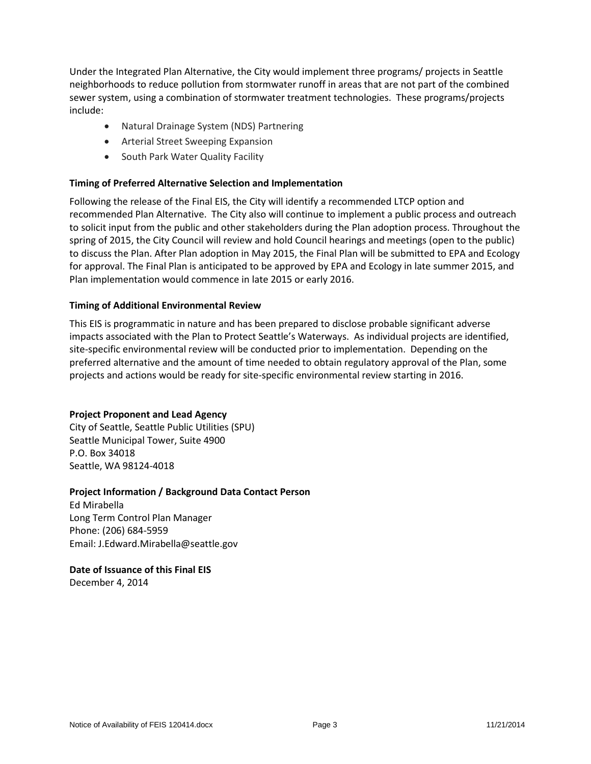Under the Integrated Plan Alternative, the City would implement three programs/ projects in Seattle neighborhoods to reduce pollution from stormwater runoff in areas that are not part of the combined sewer system, using a combination of stormwater treatment technologies. These programs/projects include:

- Natural Drainage System (NDS) Partnering
- Arterial Street Sweeping Expansion
- South Park Water Quality Facility

**Timing of Preferred Alternative Selection and Implementation**

Following the release of the Final EIS, the City will identify a recommended LTCP option and recommended Plan Alternative. The City also will continue to implement a public process and outreach to solicit input from the public and other stakeholders during the Plan adoption process. Throughout the spring of 2015, the City Council will review and hold Council hearings and meetings (open to the public) to discuss the Plan. After Plan adoption in May 2015, the Final Plan will be submitted to EPA and Ecology for approval. The Final Plan is anticipated to be approved by EPA and Ecology in late summer 2015, and Plan implementation would commence in late 2015 or early 2016.

**Timing of Additional Environmental Review**

This EIS is programmatic in nature and has been prepared to disclose probable significant adverse impacts associated with the Plan to Protect Seattle's Waterways. As individual projects are identified, site-specific environmental review will be conducted prior to implementation. Depending on the preferred alternative and the amount of time needed to obtain regulatory approval of the Plan, some projects and actions would be ready for site-specific environmental review starting in 2016.

**Project Proponent and Lead Agency**
City of Seattle, Seattle Public Utilities (SPU)
Seattle Municipal Tower, Suite 4900
P.O. Box 34018
Seattle, WA 98124-4018

**Project Information / Background Data Contact Person**
Ed Mirabella
Long Term Control Plan Manager
Phone: (206) 684-5959
Email: J.Edward.Mirabella@seattle.gov

**Date of Issuance of this Final EIS**
December 4, 2014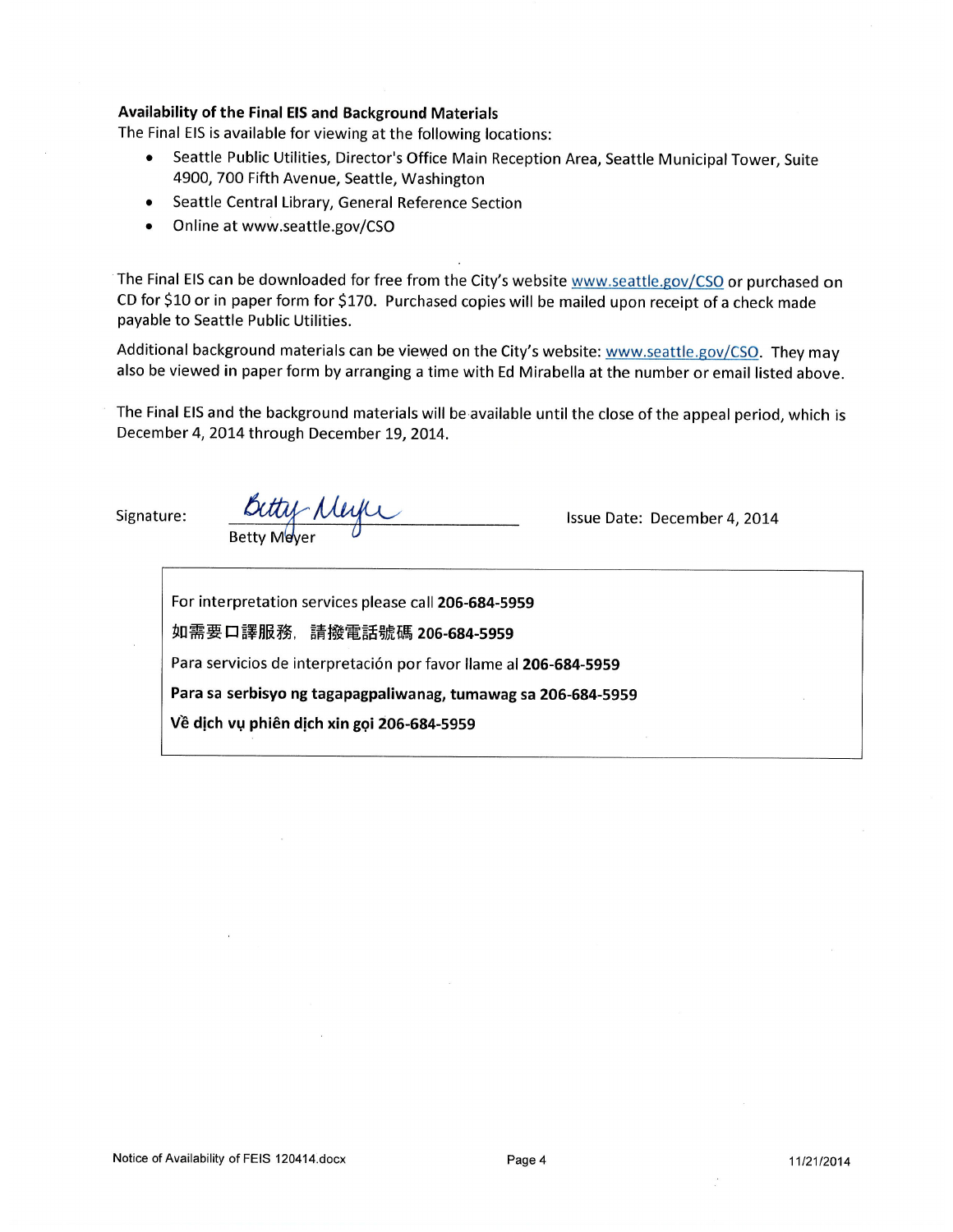**Availability of the Final EIS and Background Materials**

The Final EIS is available for viewing at the following locations:

- Seattle Public Utilities, Director's Office Main Reception Area, Seattle Municipal Tower, Suite 4900, 700 Fifth Avenue, Seattle, Washington
- Seattle Central Library, General Reference Section
- Online at www.seattle.gov/CSO

The Final EIS can be downloaded for free from the City's website www.seattle.gov/CSO or purchased on CD for $10 or in paper form for $170. Purchased copies will be mailed upon receipt of a check made payable to Seattle Public Utilities.

Additional background materials can be viewed on the City's website: www.seattle.gov/CSO. They may also be viewed in paper form by arranging a time with Ed Mirabella at the number or email listed above.

The Final EIS and the background materials will be available until the close of the appeal period, which is December 4, 2014 through December 19, 2014.

Signature: Betty Meyer

Betty Meyer

Issue Date: December 4, 2014

For interpretation services please call **206-684-5959**

如需要口譯服務, 請撥電話號碼 **206-684-5959**

Para servicios de interpretación por favor llame al **206-684-5959**

**Para sa serbisyo ng tagapagpaliwanag, tumawag sa 206-684-5959**

**Về dịch vụ phiên dịch xin gọi 206-684-5959**